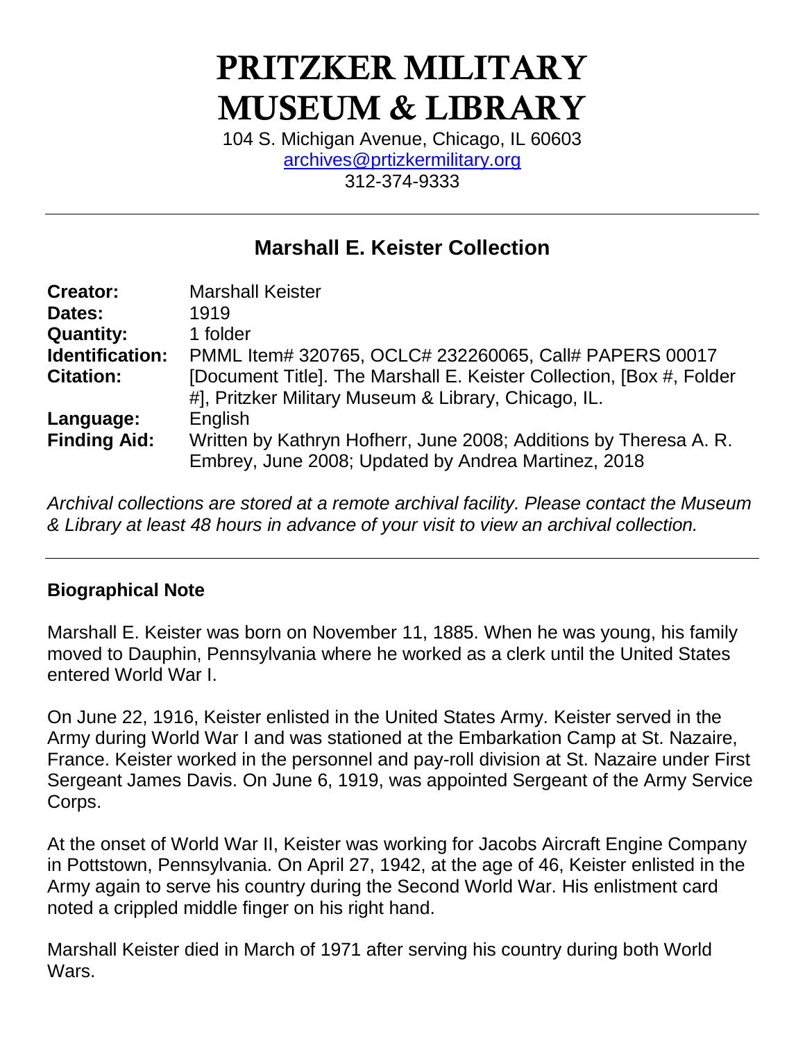# PRITZKER MILITARY MUSEUM & LIBRARY

104 S. Michigan Avenue, Chicago, IL 60603
archives@prtizkermilitary.org
312-374-9333

---

## Marshall E. Keister Collection

| | |
|---|---|
| **Creator:** | Marshall Keister |
| **Dates:** | 1919 |
| **Quantity:** | 1 folder |
| **Identification:** | PMML Item# 320765, OCLC# 232260065, Call# PAPERS 00017 |
| **Citation:** | [Document Title]. The Marshall E. Keister Collection, [Box #, Folder #], Pritzker Military Museum & Library, Chicago, IL. |
| **Language:** | English |
| **Finding Aid:** | Written by Kathryn Hofherr, June 2008; Additions by Theresa A. R. Embrey, June 2008; Updated by Andrea Martinez, 2018 |

*Archival collections are stored at a remote archival facility. Please contact the Museum & Library at least 48 hours in advance of your visit to view an archival collection.*

---

### Biographical Note

Marshall E. Keister was born on November 11, 1885. When he was young, his family moved to Dauphin, Pennsylvania where he worked as a clerk until the United States entered World War I.

On June 22, 1916, Keister enlisted in the United States Army. Keister served in the Army during World War I and was stationed at the Embarkation Camp at St. Nazaire, France. Keister worked in the personnel and pay-roll division at St. Nazaire under First Sergeant James Davis. On June 6, 1919, was appointed Sergeant of the Army Service Corps.

At the onset of World War II, Keister was working for Jacobs Aircraft Engine Company in Pottstown, Pennsylvania. On April 27, 1942, at the age of 46, Keister enlisted in the Army again to serve his country during the Second World War. His enlistment card noted a crippled middle finger on his right hand.

Marshall Keister died in March of 1971 after serving his country during both World Wars.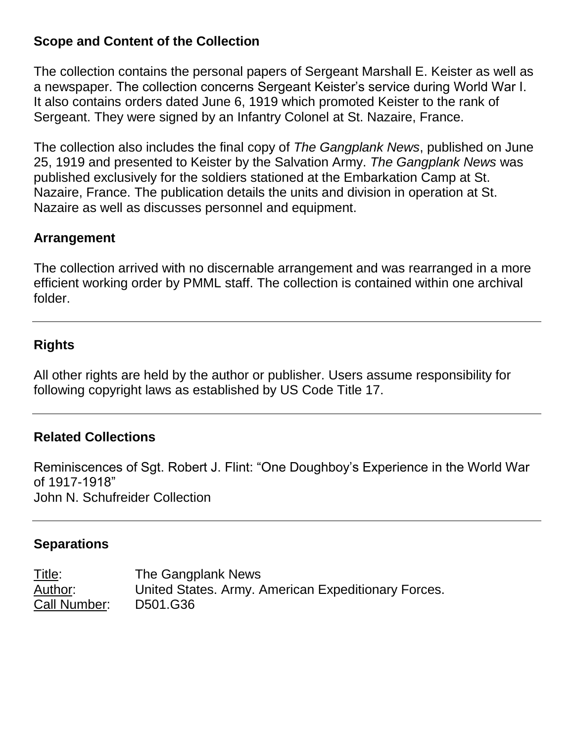## Scope and Content of the Collection

The collection contains the personal papers of Sergeant Marshall E. Keister as well as a newspaper. The collection concerns Sergeant Keister's service during World War I. It also contains orders dated June 6, 1919 which promoted Keister to the rank of Sergeant. They were signed by an Infantry Colonel at St. Nazaire, France.

The collection also includes the final copy of *The Gangplank News*, published on June 25, 1919 and presented to Keister by the Salvation Army. *The Gangplank News* was published exclusively for the soldiers stationed at the Embarkation Camp at St. Nazaire, France. The publication details the units and division in operation at St. Nazaire as well as discusses personnel and equipment.

## Arrangement

The collection arrived with no discernable arrangement and was rearranged in a more efficient working order by PMML staff. The collection is contained within one archival folder.

---

## Rights

All other rights are held by the author or publisher. Users assume responsibility for following copyright laws as established by US Code Title 17.

---

## Related Collections

Reminiscences of Sgt. Robert J. Flint: "One Doughboy's Experience in the World War of 1917-1918"
John N. Schufreider Collection

---

## Separations

Title: The Gangplank News
Author: United States. Army. American Expeditionary Forces.
Call Number: D501.G36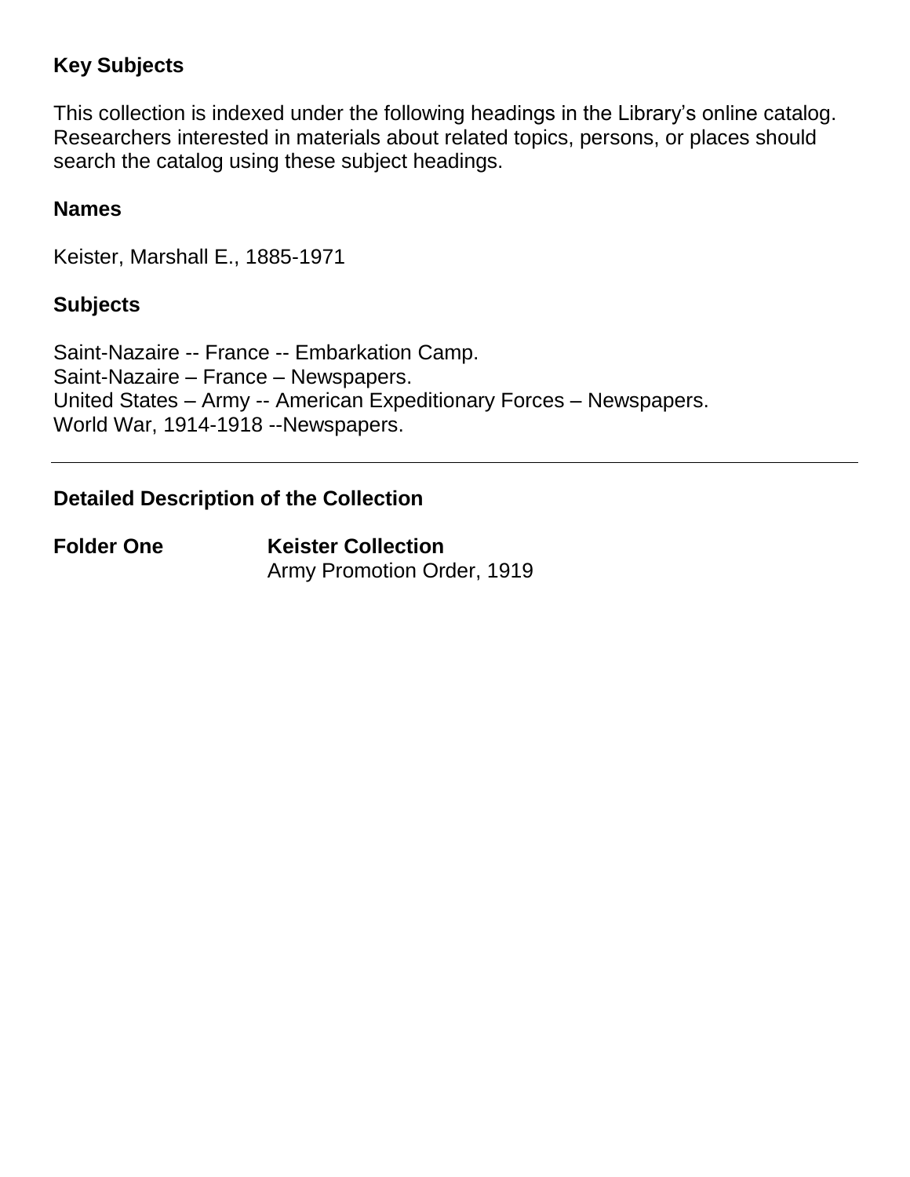## Key Subjects

This collection is indexed under the following headings in the Library's online catalog. Researchers interested in materials about related topics, persons, or places should search the catalog using these subject headings.

### Names

Keister, Marshall E., 1885-1971

### Subjects

Saint-Nazaire -- France -- Embarkation Camp.
Saint-Nazaire – France – Newspapers.
United States – Army -- American Expeditionary Forces – Newspapers.
World War, 1914-1918 --Newspapers.

---

## Detailed Description of the Collection

| | |
|---|---|
| **Folder One** | **Keister Collection**<br>Army Promotion Order, 1919 |